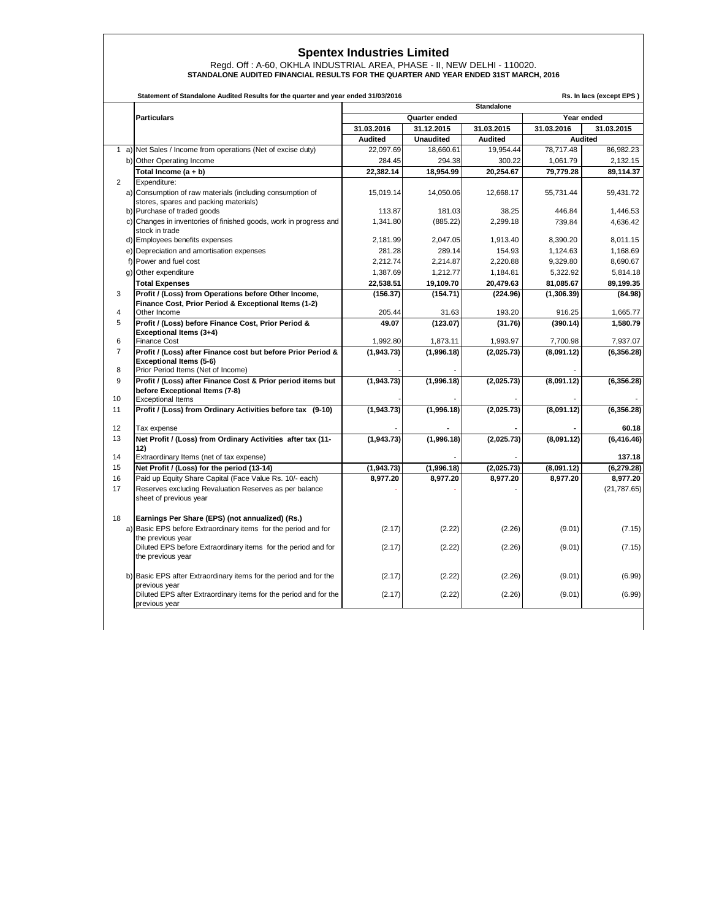# Spentex Industries Limited

Regd. Off : A-60, OKHLA INDUSTRIAL AREA, PHASE - II, NEW DELHI - 110020.

**STANDALONE AUDITED FINANCIAL RESULTS FOR THE QUARTER AND YEAR ENDED 31ST MARCH, 2016**

**Statement of Standalone Audited Results for the quarter and year ended 31/03/2016** — **Rs. In lacs (except EPS )**

| | | Particulars | Standalone | | | | |
|---|---|---|---|---|---|---|---|
| | | | Quarter ended | | | Year ended | |
| | | | 31.03.2016 | 31.12.2015 | 31.03.2015 | 31.03.2016 | 31.03.2015 |
| | | | Audited | Unaudited | Audited | Audited | |
| 1 | a) | Net Sales / Income from operations (Net of excise duty) | 22,097.69 | 18,660.61 | 19,954.44 | 78,717.48 | 86,982.23 |
| | b) | Other Operating Income | 284.45 | 294.38 | 300.22 | 1,061.79 | 2,132.15 |
| | | **Total Income (a + b)** | **22,382.14** | **18,954.99** | **20,254.67** | **79,779.28** | **89,114.37** |
| 2 | | Expenditure: | | | | | |
| | a) | Consumption of raw materials (including consumption of stores, spares and packing materials) | 15,019.14 | 14,050.06 | 12,668.17 | 55,731.44 | 59,431.72 |
| | b) | Purchase of traded goods | 113.87 | 181.03 | 38.25 | 446.84 | 1,446.53 |
| | c) | Changes in inventories of finished goods, work in progress and stock in trade | 1,341.80 | (885.22) | 2,299.18 | 739.84 | 4,636.42 |
| | d) | Employees benefits expenses | 2,181.99 | 2,047.05 | 1,913.40 | 8,390.20 | 8,011.15 |
| | e) | Depreciation and amortisation expenses | 281.28 | 289.14 | 154.93 | 1,124.63 | 1,168.69 |
| | f) | Power and fuel cost | 2,212.74 | 2,214.87 | 2,220.88 | 9,329.80 | 8,690.67 |
| | g) | Other expenditure | 1,387.69 | 1,212.77 | 1,184.81 | 5,322.92 | 5,814.18 |
| | | **Total Expenses** | **22,538.51** | **19,109.70** | **20,479.63** | **81,085.67** | **89,199.35** |
| 3 | | **Profit / (Loss) from Operations before Other Income, Finance Cost, Prior Period & Exceptional Items (1-2)** | **(156.37)** | **(154.71)** | **(224.96)** | **(1,306.39)** | **(84.98)** |
| 4 | | Other Income | 205.44 | 31.63 | 193.20 | 916.25 | 1,665.77 |
| 5 | | **Profit / (Loss) before Finance Cost, Prior Period & Exceptional Items (3+4)** | **49.07** | **(123.07)** | **(31.76)** | **(390.14)** | **1,580.79** |
| 6 | | Finance Cost | 1,992.80 | 1,873.11 | 1,993.97 | 7,700.98 | 7,937.07 |
| 7 | | **Profit / (Loss) after Finance cost but before Prior Period & Exceptional Items (5-6)** | **(1,943.73)** | **(1,996.18)** | **(2,025.73)** | **(8,091.12)** | **(6,356.28)** |
| 8 | | Prior Period Items (Net of Income) | - | - | | - | |
| 9 | | **Profit / (Loss) after Finance Cost & Prior period items but before Exceptional Items (7-8)** | **(1,943.73)** | **(1,996.18)** | **(2,025.73)** | **(8,091.12)** | **(6,356.28)** |
| 10 | | Exceptional Items | - | - | - | - | - |
| 11 | | **Profit / (Loss) from Ordinary Activities before tax (9-10)** | **(1,943.73)** | **(1,996.18)** | **(2,025.73)** | **(8,091.12)** | **(6,356.28)** |
| 12 | | Tax expense | - | - | - | - | **60.18** |
| 13 | | **Net Profit / (Loss) from Ordinary Activities after tax (11-12)** | **(1,943.73)** | **(1,996.18)** | **(2,025.73)** | **(8,091.12)** | **(6,416.46)** |
| 14 | | Extraordinary Items (net of tax expense) | | - | - | | **137.18** |
| 15 | | **Net Profit / (Loss) for the period (13-14)** | **(1,943.73)** | **(1,996.18)** | **(2,025.73)** | **(8,091.12)** | **(6,279.28)** |
| 16 | | Paid up Equity Share Capital (Face Value Rs. 10/- each) | **8,977.20** | **8,977.20** | **8,977.20** | **8,977.20** | **8,977.20** |
| 17 | | Reserves excluding Revaluation Reserves as per balance sheet of previous year | - | - | - | | (21,787.65) |
| 18 | | **Earnings Per Share (EPS) (not annualized) (Rs.)** | | | | | |
| | a) | Basic EPS before Extraordinary items for the period and for the previous year | (2.17) | (2.22) | (2.26) | (9.01) | (7.15) |
| | | Diluted EPS before Extraordinary items for the period and for the previous year | (2.17) | (2.22) | (2.26) | (9.01) | (7.15) |
| | b) | Basic EPS after Extraordinary items for the period and for the previous year | (2.17) | (2.22) | (2.26) | (9.01) | (6.99) |
| | | Diluted EPS after Extraordinary items for the period and for the previous year | (2.17) | (2.22) | (2.26) | (9.01) | (6.99) |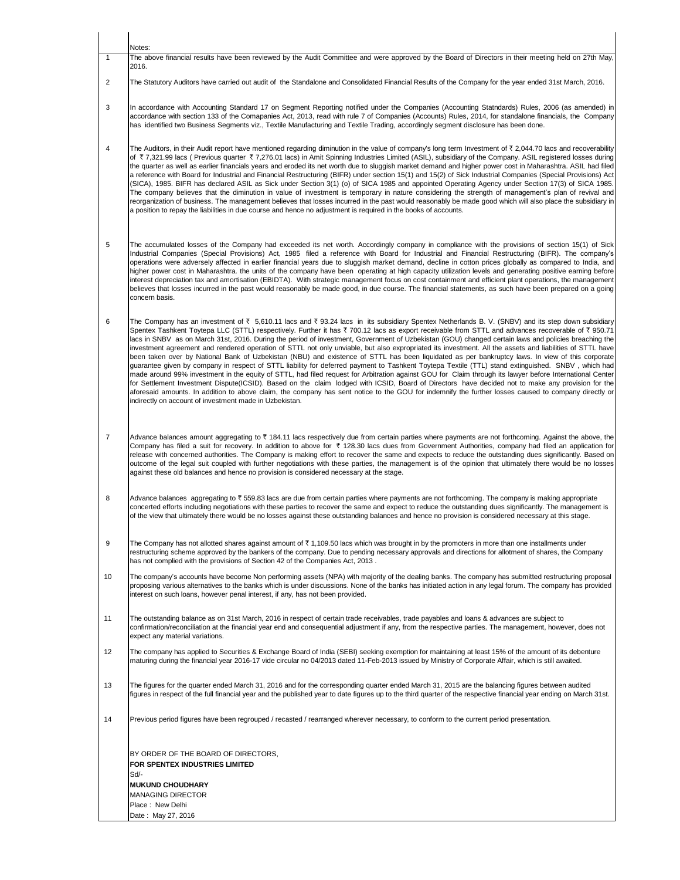Notes:

1. The above financial results have been reviewed by the Audit Committee and were approved by the Board of Directors in their meeting held on 27th May, 2016.

2. The Statutory Auditors have carried out audit of the Standalone and Consolidated Financial Results of the Company for the year ended 31st March, 2016.

3. In accordance with Accounting Standard 17 on Segment Reporting notified under the Companies (Accounting Statndards) Rules, 2006 (as amended) in accordance with section 133 of the Comapanies Act, 2013, read with rule 7 of Companies (Accounts) Rules, 2014, for standalone financials, the Company has identified two Business Segments viz., Textile Manufacturing and Textile Trading, accordingly segment disclosure has been done.

4. The Auditors, in their Audit report have mentioned regarding diminution in the value of company's long term Investment of ₹ 2,044.70 lacs and recoverability of ₹ 7,321.99 lacs ( Previous quarter ₹ 7,276.01 lacs) in Amit Spinning Industries Limited (ASIL), subsidiary of the Company. ASIL registered losses during the quarter as well as earlier financials years and eroded its net worth due to sluggish market demand and higher power cost in Maharashtra. ASIL had filed a reference with Board for Industrial and Financial Restructuring (BIFR) under section 15(1) and 15(2) of Sick Industrial Companies (Special Provisions) Act (SICA), 1985. BIFR has declared ASIL as Sick under Section 3(1) (o) of SICA 1985 and appointed Operating Agency under Section 17(3) of SICA 1985. The company believes that the diminution in value of investment is temporary in nature considering the strength of management's plan of revival and reorganization of business. The management believes that losses incurred in the past would reasonably be made good which will also place the subsidiary in a position to repay the liabilities in due course and hence no adjustment is required in the books of accounts.

5. The accumulated losses of the Company had exceeded its net worth. Accordingly company in compliance with the provisions of section 15(1) of Sick Industrial Companies (Special Provisions) Act, 1985 filed a reference with Board for Industrial and Financial Restructuring (BIFR). The company's operations were adversely affected in earlier financial years due to sluggish market demand, decline in cotton prices globally as compared to India, and higher power cost in Maharashtra. the units of the company have been operating at high capacity utilization levels and generating positive earning before interest depreciation tax and amortisation (EBIDTA). With strategic management focus on cost containment and efficient plant operations, the management believes that losses incurred in the past would reasonably be made good, in due course. The financial statements, as such have been prepared on a going concern basis.

6. The Company has an investment of ₹ 5,610.11 lacs and ₹ 93.24 lacs in its subsidiary Spentex Netherlands B. V. (SNBV) and its step down subsidiary Spentex Tashkent Toytepa LLC (STTL) respectively. Further it has ₹ 700.12 lacs as export receivable from STTL and advances recoverable of ₹ 950.71 lacs in SNBV as on March 31st, 2016. During the period of investment, Government of Uzbekistan (GOU) changed certain laws and policies breaching the investment agreement and rendered operation of STTL not only unviable, but also expropriated its investment. All the assets and liabilities of STTL have been taken over by National Bank of Uzbekistan (NBU) and existence of STTL has been liquidated as per bankruptcy laws. In view of this corporate guarantee given by company in respect of STTL liability for deferred payment to Tashkent Toytepa Textile (TTL) stand extinguished. SNBV , which had made around 99% investment in the equity of STTL, had filed request for Arbitration against GOU for Claim through its lawyer before International Center for Settlement Investment Dispute(ICSID). Based on the claim lodged with ICSID, Board of Directors have decided not to make any provision for the aforesaid amounts. In addition to above claim, the company has sent notice to the GOU for indemnify the further losses caused to company directly or indirectly on account of investment made in Uzbekistan.

7. Advance balances amount aggregating to ₹ 184.11 lacs respectively due from certain parties where payments are not forthcoming. Against the above, the Company has filed a suit for recovery. In addition to above for ₹ 128.30 lacs dues from Government Authorities, company had filed an application for release with concerned authorities. The Company is making effort to recover the same and expects to reduce the outstanding dues significantly. Based on outcome of the legal suit coupled with further negotiations with these parties, the management is of the opinion that ultimately there would be no losses against these old balances and hence no provision is considered necessary at the stage.

8. Advance balances aggregating to ₹ 559.83 lacs are due from certain parties where payments are not forthcoming. The company is making appropriate concerted efforts including negotiations with these parties to recover the same and expect to reduce the outstanding dues significantly. The management is of the view that ultimately there would be no losses against these outstanding balances and hence no provision is considered necessary at this stage.

9. The Company has not allotted shares against amount of ₹ 1,109.50 lacs which was brought in by the promoters in more than one installments under restructuring scheme approved by the bankers of the company. Due to pending necessary approvals and directions for allotment of shares, the Company has not complied with the provisions of Section 42 of the Companies Act, 2013 .

10. The company's accounts have become Non performing assets (NPA) with majority of the dealing banks. The company has submitted restructuring proposal proposing various alternatives to the banks which is under discussions. None of the banks has initiated action in any legal forum. The company has provided interest on such loans, however penal interest, if any, has not been provided.

11. The outstanding balance as on 31st March, 2016 in respect of certain trade receivables, trade payables and loans & advances are subject to confirmation/reconciliation at the financial year end and consequential adjustment if any, from the respective parties. The management, however, does not expect any material variations.

12. The company has applied to Securities & Exchange Board of India (SEBI) seeking exemption for maintaining at least 15% of the amount of its debenture maturing during the financial year 2016-17 vide circular no 04/2013 dated 11-Feb-2013 issued by Ministry of Corporate Affair, which is still awaited.

13. The figures for the quarter ended March 31, 2016 and for the corresponding quarter ended March 31, 2015 are the balancing figures between audited figures in respect of the full financial year and the published year to date figures up to the third quarter of the respective financial year ending on March 31st.

14. Previous period figures have been regrouped / recasted / rearranged wherever necessary, to conform to the current period presentation.

BY ORDER OF THE BOARD OF DIRECTORS,
**FOR SPENTEX INDUSTRIES LIMITED**
Sd/-
**MUKUND CHOUDHARY**
MANAGING DIRECTOR
Place : New Delhi
Date : May 27, 2016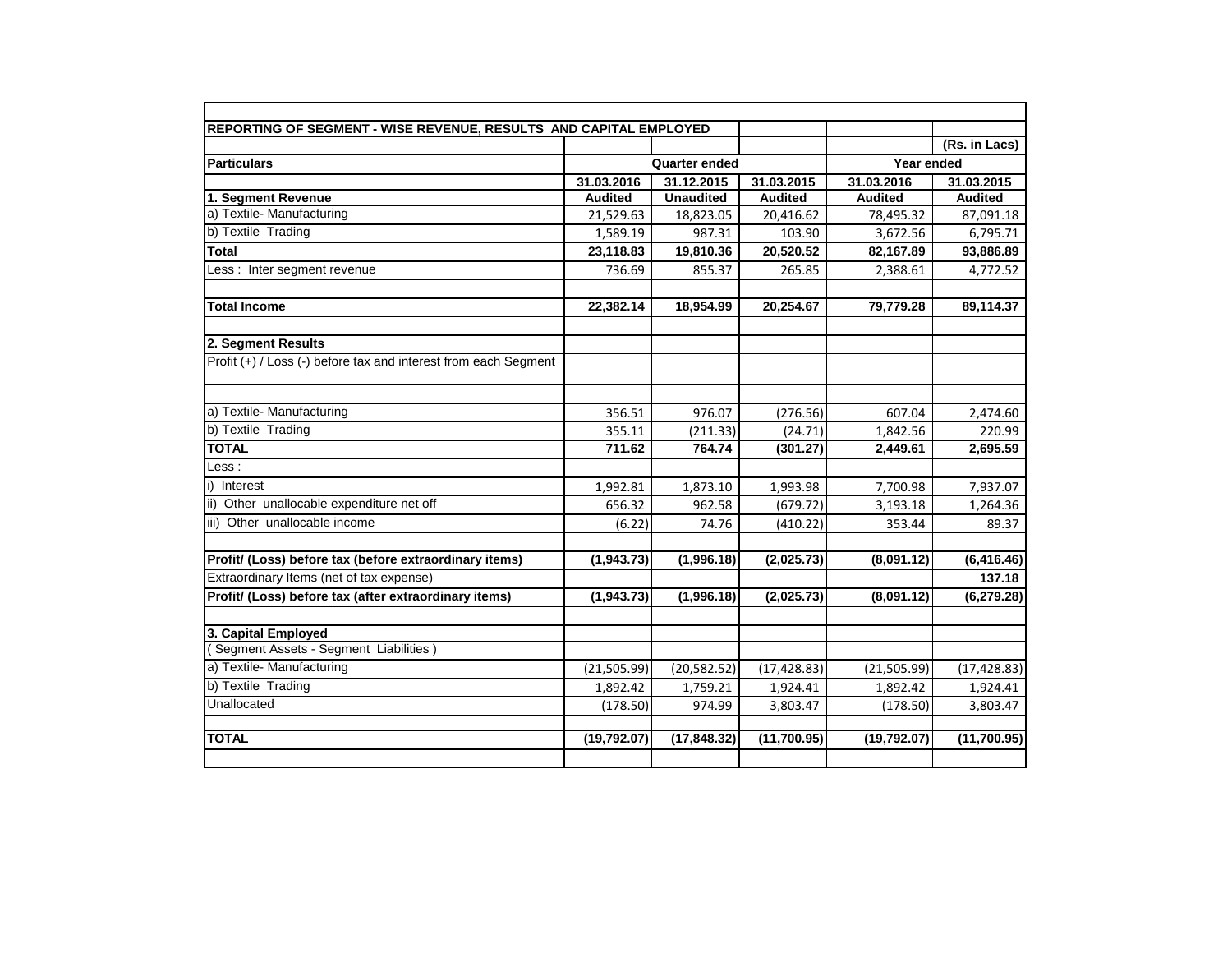| REPORTING OF SEGMENT - WISE REVENUE, RESULTS AND CAPITAL EMPLOYED | | | | | |
|---|---|---|---|---|---|
| | | | | | (Rs. in Lacs) |
| Particulars | Quarter ended | | | Year ended | |
| | 31.03.2016 | 31.12.2015 | 31.03.2015 | 31.03.2016 | 31.03.2015 |
| **1. Segment Revenue** | **Audited** | **Unaudited** | **Audited** | **Audited** | **Audited** |
| a) Textile- Manufacturing | 21,529.63 | 18,823.05 | 20,416.62 | 78,495.32 | 87,091.18 |
| b) Textile Trading | 1,589.19 | 987.31 | 103.90 | 3,672.56 | 6,795.71 |
| **Total** | **23,118.83** | **19,810.36** | **20,520.52** | **82,167.89** | **93,886.89** |
| Less : Inter segment revenue | 736.69 | 855.37 | 265.85 | 2,388.61 | 4,772.52 |
| | | | | | |
| **Total Income** | **22,382.14** | **18,954.99** | **20,254.67** | **79,779.28** | **89,114.37** |
| | | | | | |
| **2. Segment Results** | | | | | |
| Profit (+) / Loss (-) before tax and interest from each Segment | | | | | |
| | | | | | |
| a) Textile- Manufacturing | 356.51 | 976.07 | (276.56) | 607.04 | 2,474.60 |
| b) Textile Trading | 355.11 | (211.33) | (24.71) | 1,842.56 | 220.99 |
| **TOTAL** | **711.62** | **764.74** | **(301.27)** | **2,449.61** | **2,695.59** |
| Less : | | | | | |
| i) Interest | 1,992.81 | 1,873.10 | 1,993.98 | 7,700.98 | 7,937.07 |
| ii) Other unallocable expenditure net off | 656.32 | 962.58 | (679.72) | 3,193.18 | 1,264.36 |
| iii) Other unallocable income | (6.22) | 74.76 | (410.22) | 353.44 | 89.37 |
| | | | | | |
| **Profit/ (Loss) before tax (before extraordinary items)** | **(1,943.73)** | **(1,996.18)** | **(2,025.73)** | **(8,091.12)** | **(6,416.46)** |
| Extraordinary Items (net of tax expense) | | | | | **137.18** |
| **Profit/ (Loss) before tax (after extraordinary items)** | **(1,943.73)** | **(1,996.18)** | **(2,025.73)** | **(8,091.12)** | **(6,279.28)** |
| | | | | | |
| **3. Capital Employed** | | | | | |
| ( Segment Assets - Segment Liabilities ) | | | | | |
| a) Textile- Manufacturing | (21,505.99) | (20,582.52) | (17,428.83) | (21,505.99) | (17,428.83) |
| b) Textile Trading | 1,892.42 | 1,759.21 | 1,924.41 | 1,892.42 | 1,924.41 |
| Unallocated | (178.50) | 974.99 | 3,803.47 | (178.50) | 3,803.47 |
| | | | | | |
| **TOTAL** | **(19,792.07)** | **(17,848.32)** | **(11,700.95)** | **(19,792.07)** | **(11,700.95)** |